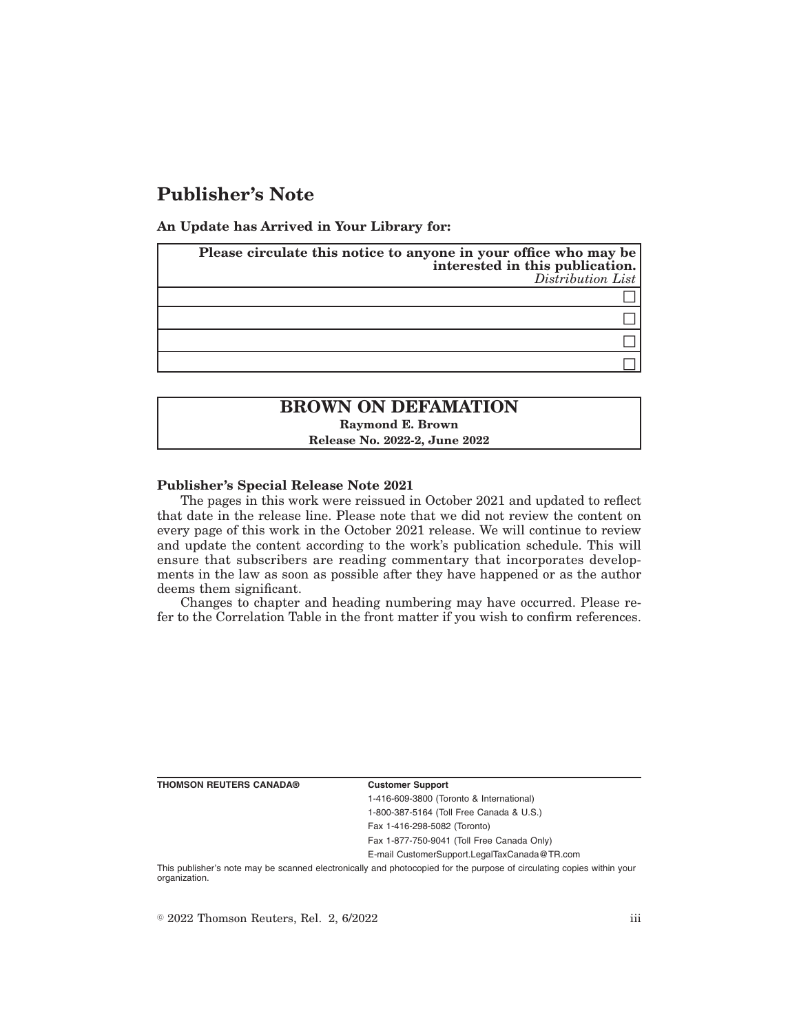# Publisher's Note

**An Update has Arrived in Your Library for:**

| **Please circulate this notice to anyone in your office who may be interested in this publication.** *Distribution List* |
| --- |
| ☐ |
| ☐ |
| ☐ |
| ☐ |

## BROWN ON DEFAMATION

**Raymond E. Brown**

**Release No. 2022-2, June 2022**

**Publisher's Special Release Note 2021**

The pages in this work were reissued in October 2021 and updated to reflect that date in the release line. Please note that we did not review the content on every page of this work in the October 2021 release. We will continue to review and update the content according to the work's publication schedule. This will ensure that subscribers are reading commentary that incorporates developments in the law as soon as possible after they have happened or as the author deems them significant.

Changes to chapter and heading numbering may have occurred. Please refer to the Correlation Table in the front matter if you wish to confirm references.

**THOMSON REUTERS CANADA®**

**Customer Support**

1-416-609-3800 (Toronto & International)

1-800-387-5164 (Toll Free Canada & U.S.)

Fax 1-416-298-5082 (Toronto)

Fax 1-877-750-9041 (Toll Free Canada Only)

E-mail CustomerSupport.LegalTaxCanada@TR.com

This publisher's note may be scanned electronically and photocopied for the purpose of circulating copies within your organization.

© 2022 Thomson Reuters, Rel. 2, 6/2022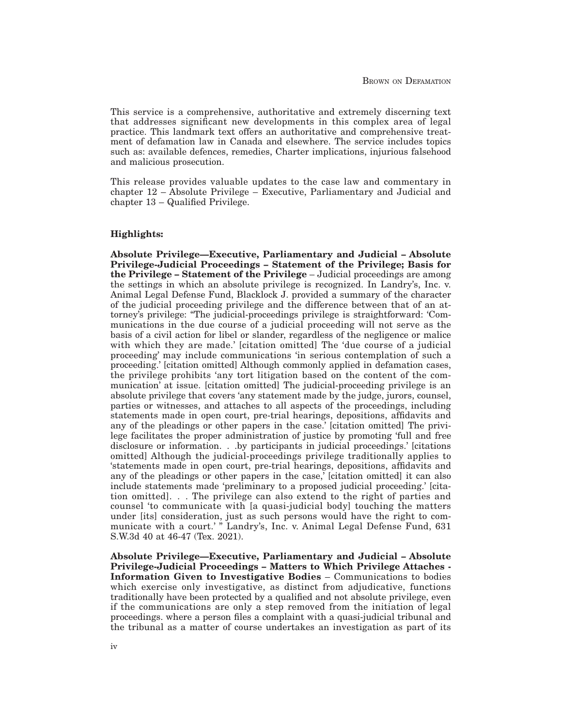This service is a comprehensive, authoritative and extremely discerning text that addresses significant new developments in this complex area of legal practice. This landmark text offers an authoritative and comprehensive treatment of defamation law in Canada and elsewhere. The service includes topics such as: available defences, remedies, Charter implications, injurious falsehood and malicious prosecution.

This release provides valuable updates to the case law and commentary in chapter 12 – Absolute Privilege – Executive, Parliamentary and Judicial and chapter 13 – Qualified Privilege.

**Highlights:**

**Absolute Privilege—Executive, Parliamentary and Judicial – Absolute Privilege-Judicial Proceedings – Statement of the Privilege; Basis for the Privilege – Statement of the Privilege** – Judicial proceedings are among the settings in which an absolute privilege is recognized. In Landry's, Inc. v. Animal Legal Defense Fund, Blacklock J. provided a summary of the character of the judicial proceeding privilege and the difference between that of an attorney's privilege: "The judicial-proceedings privilege is straightforward: 'Communications in the due course of a judicial proceeding will not serve as the basis of a civil action for libel or slander, regardless of the negligence or malice with which they are made.' [citation omitted] The 'due course of a judicial proceeding' may include communications 'in serious contemplation of such a proceeding.' [citation omitted] Although commonly applied in defamation cases, the privilege prohibits 'any tort litigation based on the content of the communication' at issue. [citation omitted] The judicial-proceeding privilege is an absolute privilege that covers 'any statement made by the judge, jurors, counsel, parties or witnesses, and attaches to all aspects of the proceedings, including statements made in open court, pre-trial hearings, depositions, affidavits and any of the pleadings or other papers in the case.' [citation omitted] The privilege facilitates the proper administration of justice by promoting 'full and free disclosure or information. . .by participants in judicial proceedings.' [citations omitted] Although the judicial-proceedings privilege traditionally applies to 'statements made in open court, pre-trial hearings, depositions, affidavits and any of the pleadings or other papers in the case,' [citation omitted] it can also include statements made 'preliminary to a proposed judicial proceeding.' [citation omitted]. . . The privilege can also extend to the right of parties and counsel 'to communicate with [a quasi-judicial body] touching the matters under [its] consideration, just as such persons would have the right to communicate with a court.' " Landry's, Inc. v. Animal Legal Defense Fund, 631 S.W.3d 40 at 46-47 (Tex. 2021).

**Absolute Privilege—Executive, Parliamentary and Judicial – Absolute Privilege-Judicial Proceedings – Matters to Which Privilege Attaches - Information Given to Investigative Bodies** – Communications to bodies which exercise only investigative, as distinct from adjudicative, functions traditionally have been protected by a qualified and not absolute privilege, even if the communications are only a step removed from the initiation of legal proceedings. where a person files a complaint with a quasi-judicial tribunal and the tribunal as a matter of course undertakes an investigation as part of its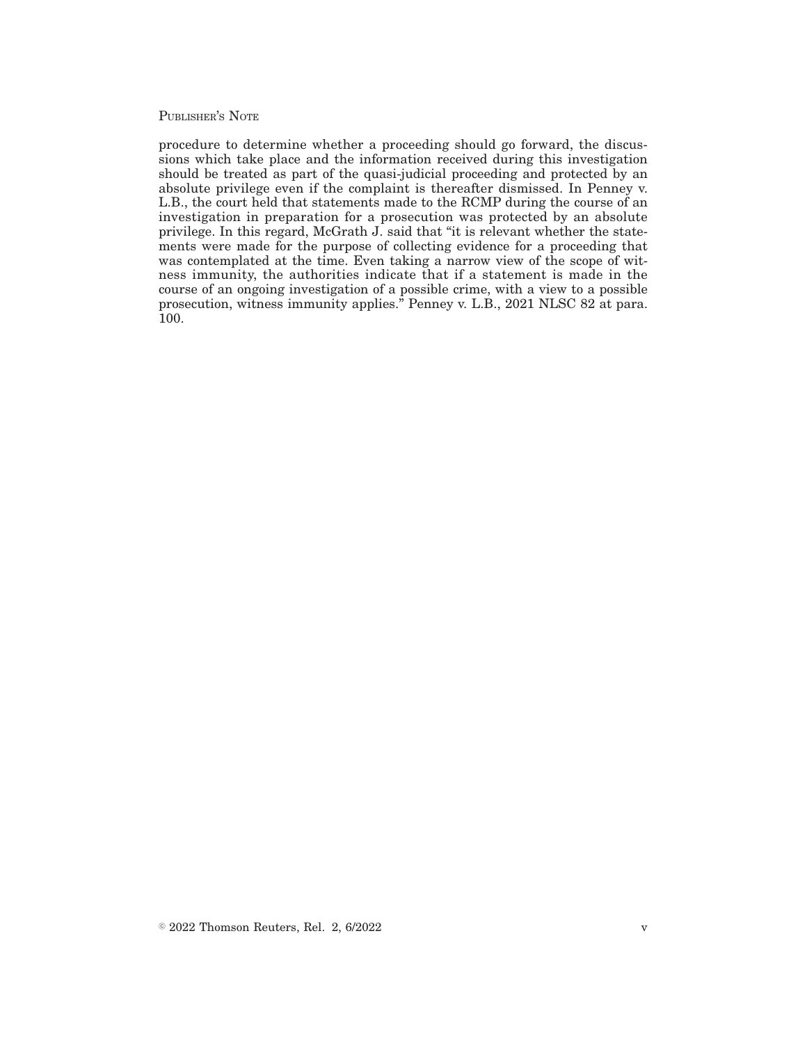procedure to determine whether a proceeding should go forward, the discussions which take place and the information received during this investigation should be treated as part of the quasi-judicial proceeding and protected by an absolute privilege even if the complaint is thereafter dismissed. In Penney v. L.B., the court held that statements made to the RCMP during the course of an investigation in preparation for a prosecution was protected by an absolute privilege. In this regard, McGrath J. said that "it is relevant whether the statements were made for the purpose of collecting evidence for a proceeding that was contemplated at the time. Even taking a narrow view of the scope of witness immunity, the authorities indicate that if a statement is made in the course of an ongoing investigation of a possible crime, with a view to a possible prosecution, witness immunity applies." Penney v. L.B., 2021 NLSC 82 at para. 100.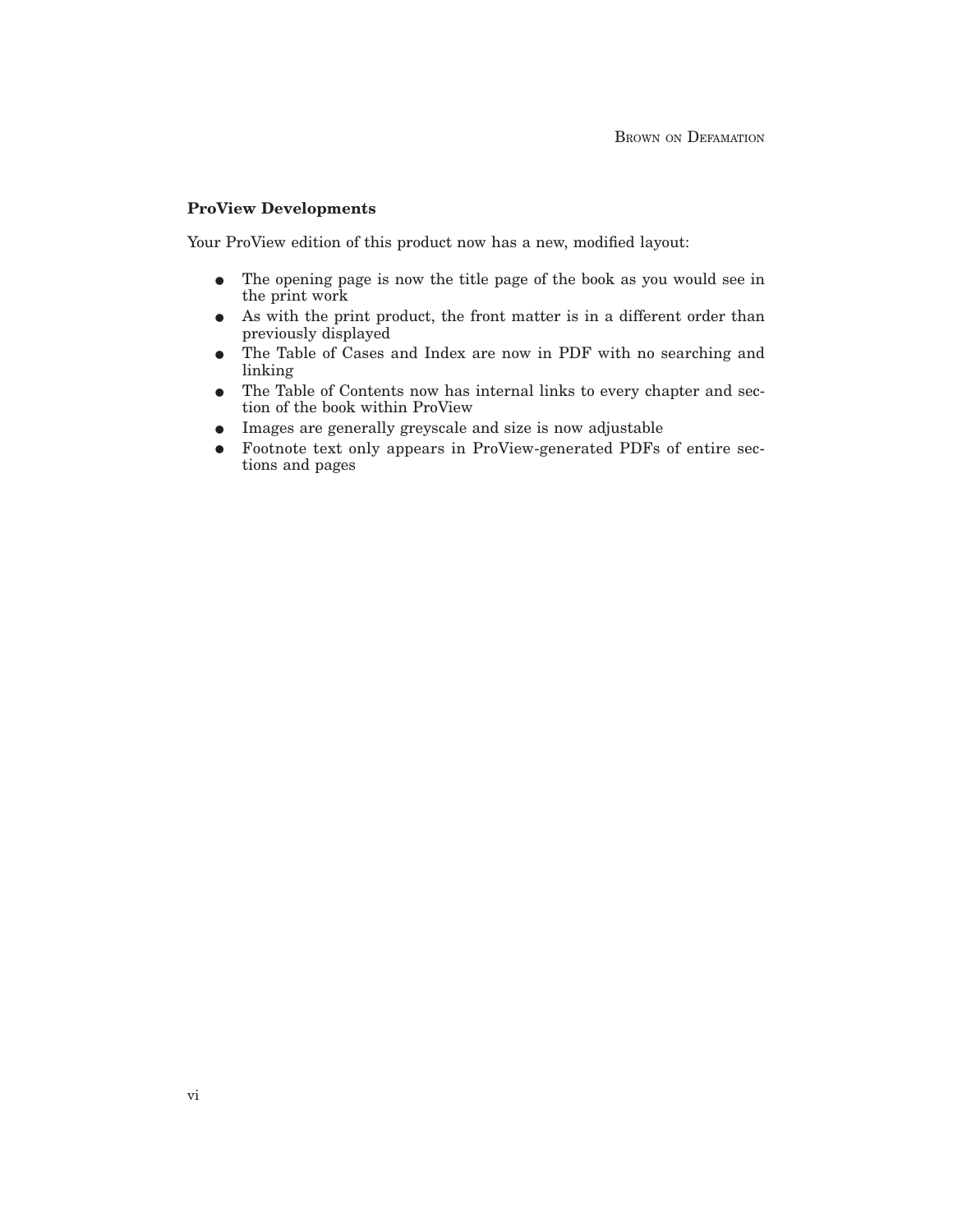**ProView Developments**

Your ProView edition of this product now has a new, modified layout:

- The opening page is now the title page of the book as you would see in the print work
- As with the print product, the front matter is in a different order than previously displayed
- The Table of Cases and Index are now in PDF with no searching and linking
- The Table of Contents now has internal links to every chapter and section of the book within ProView
- Images are generally greyscale and size is now adjustable
- Footnote text only appears in ProView-generated PDFs of entire sections and pages